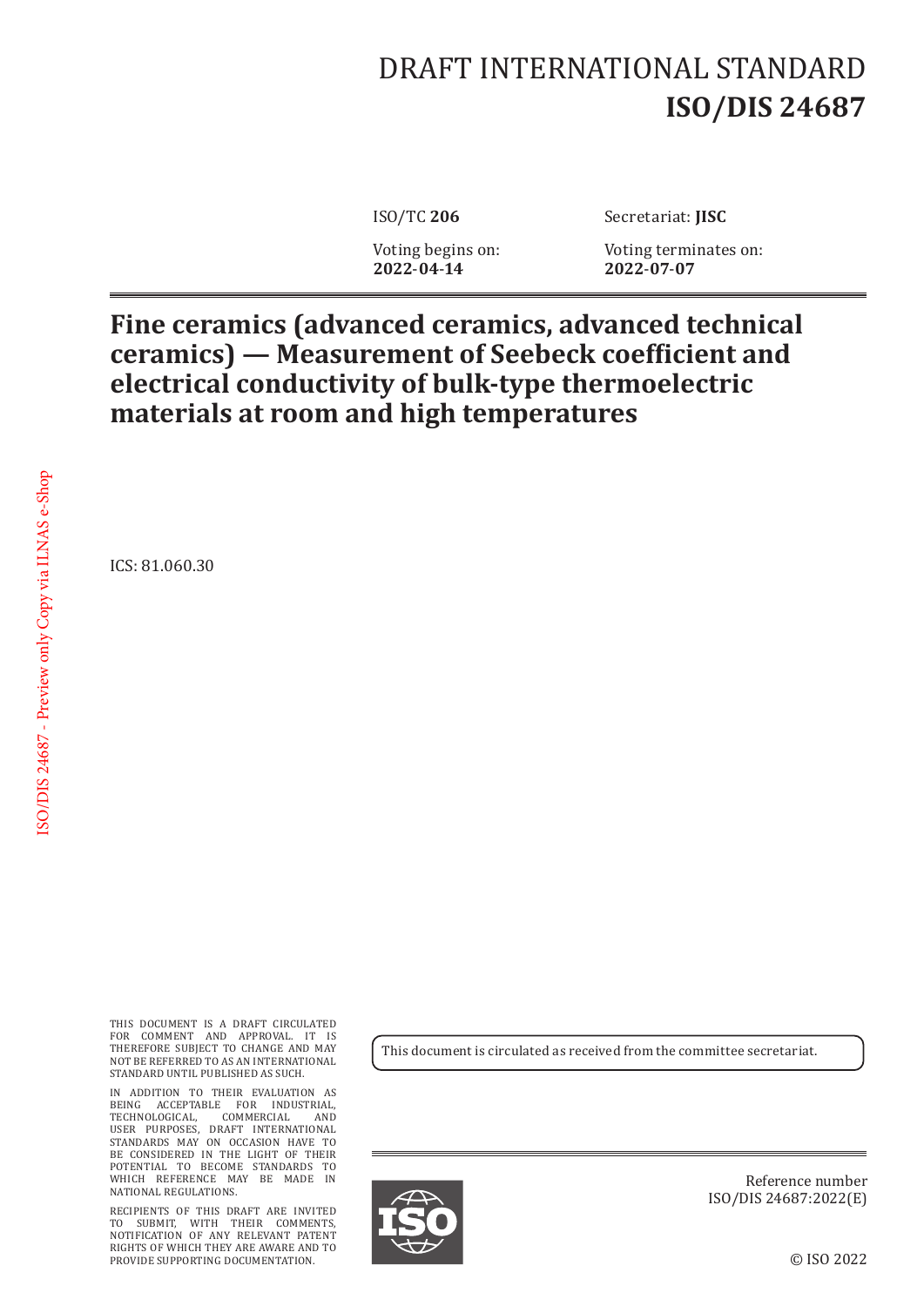# DRAFT INTERNATIONAL STANDARD
# ISO/DIS 24687

ISO/TC **206** — Secretariat: **JISC**

Voting begins on: **2022-04-14** — Voting terminates on: **2022-07-07**

## Fine ceramics (advanced ceramics, advanced technical ceramics) — Measurement of Seebeck coefficient and electrical conductivity of bulk-type thermoelectric materials at room and high temperatures

ICS: 81.060.30

THIS DOCUMENT IS A DRAFT CIRCULATED FOR COMMENT AND APPROVAL. IT IS THEREFORE SUBJECT TO CHANGE AND MAY NOT BE REFERRED TO AS AN INTERNATIONAL STANDARD UNTIL PUBLISHED AS SUCH.

IN ADDITION TO THEIR EVALUATION AS BEING ACCEPTABLE FOR INDUSTRIAL, TECHNOLOGICAL, COMMERCIAL AND USER PURPOSES, DRAFT INTERNATIONAL STANDARDS MAY ON OCCASION HAVE TO BE CONSIDERED IN THE LIGHT OF THEIR POTENTIAL TO BECOME STANDARDS TO WHICH REFERENCE MAY BE MADE IN NATIONAL REGULATIONS.

RECIPIENTS OF THIS DRAFT ARE INVITED TO SUBMIT, WITH THEIR COMMENTS, NOTIFICATION OF ANY RELEVANT PATENT RIGHTS OF WHICH THEY ARE AWARE AND TO PROVIDE SUPPORTING DOCUMENTATION.

This document is circulated as received from the committee secretariat.

Reference number
ISO/DIS 24687:2022(E)

© ISO 2022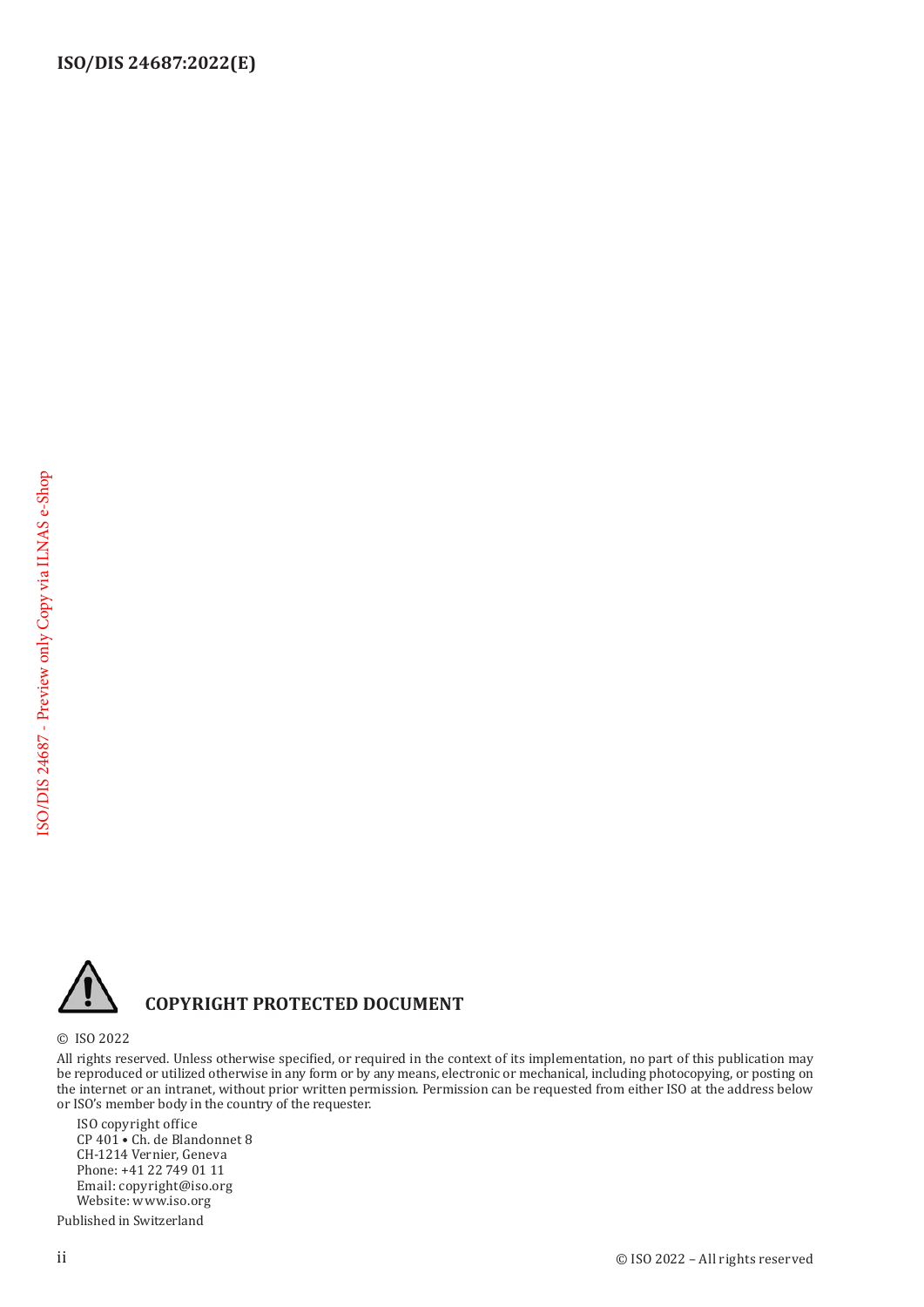**COPYRIGHT PROTECTED DOCUMENT**

© ISO 2022

All rights reserved. Unless otherwise specified, or required in the context of its implementation, no part of this publication may be reproduced or utilized otherwise in any form or by any means, electronic or mechanical, including photocopying, or posting on the internet or an intranet, without prior written permission. Permission can be requested from either ISO at the address below or ISO's member body in the country of the requester.

ISO copyright office
CP 401 • Ch. de Blandonnet 8
CH-1214 Vernier, Geneva
Phone: +41 22 749 01 11
Email: copyright@iso.org
Website: www.iso.org

Published in Switzerland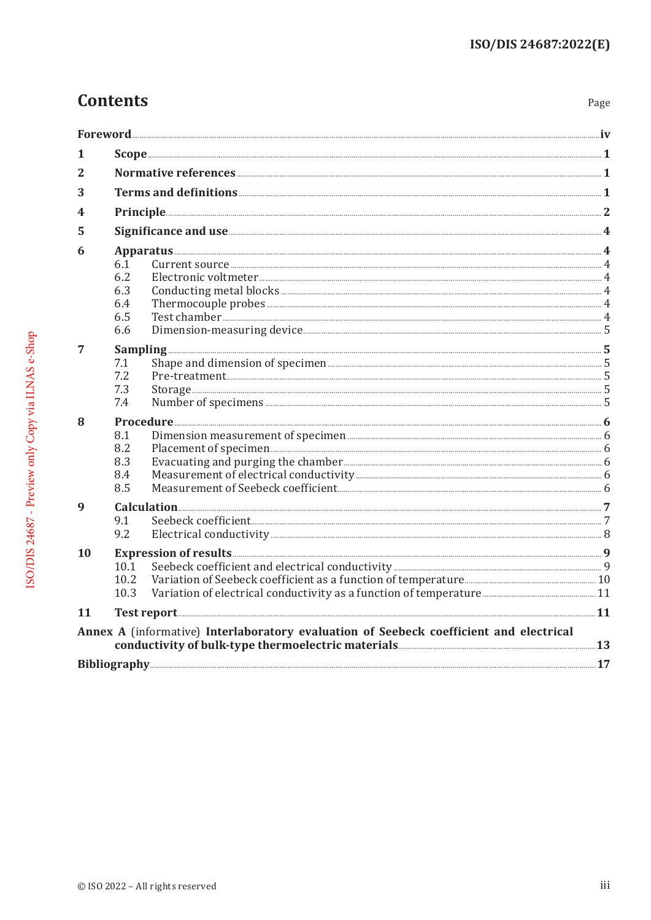# Contents

Page

| | | |
|---|---|---|
| **Foreword** | | **iv** |
| **1** | **Scope** | **1** |
| **2** | **Normative references** | **1** |
| **3** | **Terms and definitions** | **1** |
| **4** | **Principle** | **2** |
| **5** | **Significance and use** | **4** |
| **6** | **Apparatus** | **4** |
| 6.1 | Current source | 4 |
| 6.2 | Electronic voltmeter | 4 |
| 6.3 | Conducting metal blocks | 4 |
| 6.4 | Thermocouple probes | 4 |
| 6.5 | Test chamber | 4 |
| 6.6 | Dimension-measuring device | 5 |
| **7** | **Sampling** | **5** |
| 7.1 | Shape and dimension of specimen | 5 |
| 7.2 | Pre-treatment | 5 |
| 7.3 | Storage | 5 |
| 7.4 | Number of specimens | 5 |
| **8** | **Procedure** | **6** |
| 8.1 | Dimension measurement of specimen | 6 |
| 8.2 | Placement of specimen | 6 |
| 8.3 | Evacuating and purging the chamber | 6 |
| 8.4 | Measurement of electrical conductivity | 6 |
| 8.5 | Measurement of Seebeck coefficient | 6 |
| **9** | **Calculation** | **7** |
| 9.1 | Seebeck coefficient | 7 |
| 9.2 | Electrical conductivity | 8 |
| **10** | **Expression of results** | **9** |
| 10.1 | Seebeck coefficient and electrical conductivity | 9 |
| 10.2 | Variation of Seebeck coefficient as a function of temperature | 10 |
| 10.3 | Variation of electrical conductivity as a function of temperature | 11 |
| **11** | **Test report** | **11** |
| **Annex A** (informative) | **Interlaboratory evaluation of Seebeck coefficient and electrical conductivity of bulk-type thermoelectric materials** | **13** |
| **Bibliography** | | **17** |